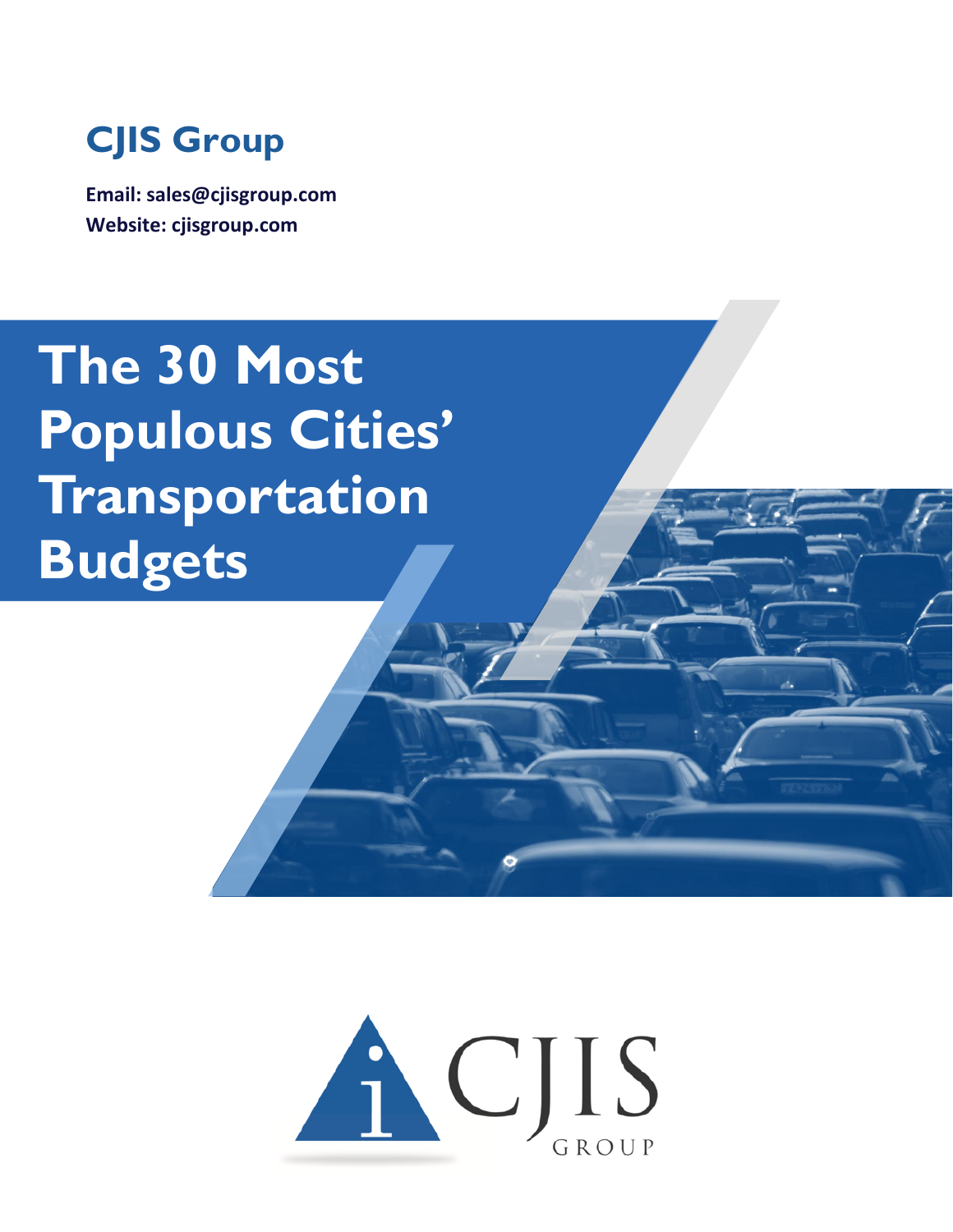**CJIS Group**

**Email: sales@cjisgroup.com**
**Website: cjisgroup.com**

# The 30 Most Populous Cities' Transportation Budgets

CJIS GROUP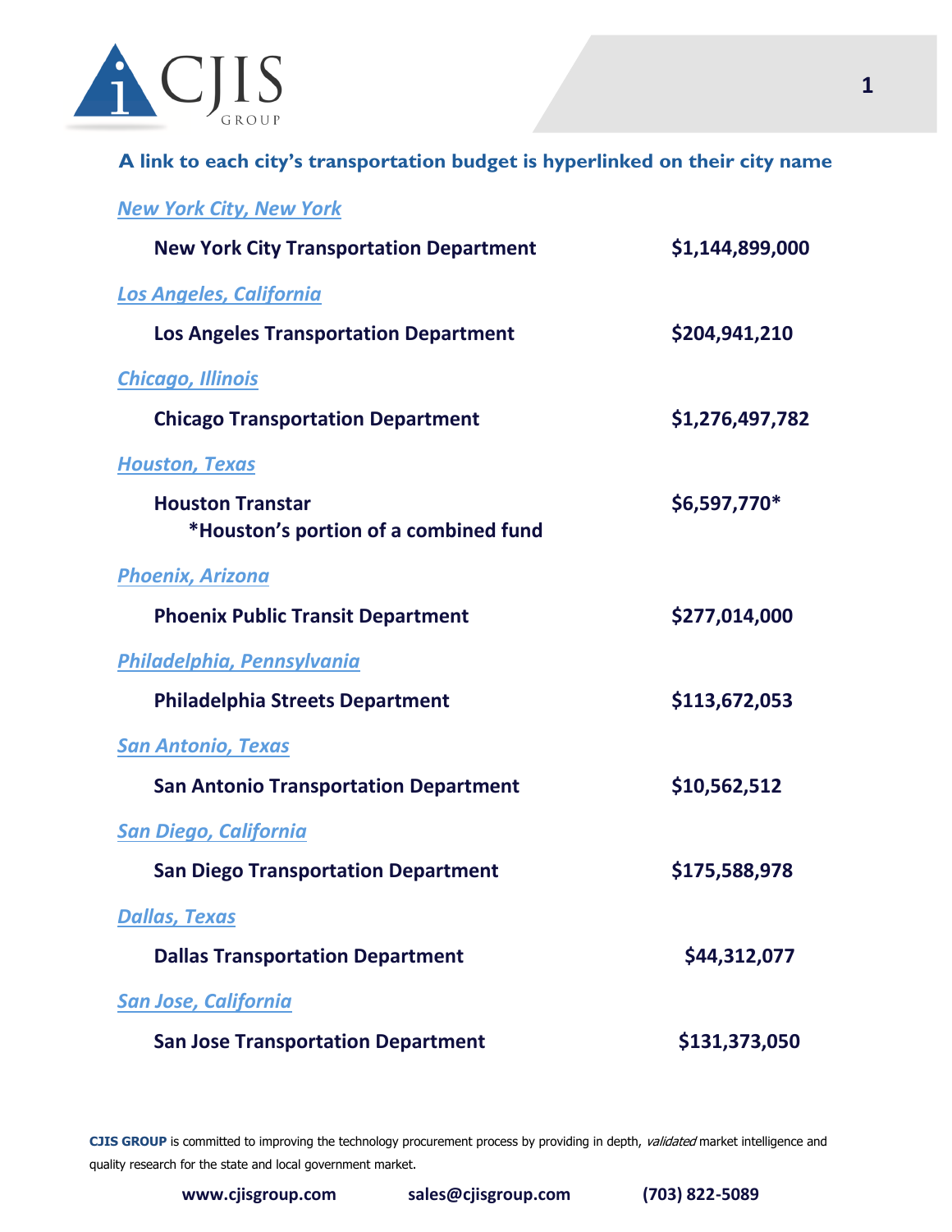**A link to each city's transportation budget is hyperlinked on their city name**

*New York City, New York*

| | |
|---|---|
| **New York City Transportation Department** | **$1,144,899,000** |

*Los Angeles, California*

| | |
|---|---|
| **Los Angeles Transportation Department** | **$204,941,210** |

*Chicago, Illinois*

| | |
|---|---|
| **Chicago Transportation Department** | **$1,276,497,782** |

*Houston, Texas*

| | |
|---|---|
| **Houston Transtar** *Houston's portion of a combined fund | **$6,597,770*** |

*Phoenix, Arizona*

| | |
|---|---|
| **Phoenix Public Transit Department** | **$277,014,000** |

*Philadelphia, Pennsylvania*

| | |
|---|---|
| **Philadelphia Streets Department** | **$113,672,053** |

*San Antonio, Texas*

| | |
|---|---|
| **San Antonio Transportation Department** | **$10,562,512** |

*San Diego, California*

| | |
|---|---|
| **San Diego Transportation Department** | **$175,588,978** |

*Dallas, Texas*

| | |
|---|---|
| **Dallas Transportation Department** | **$44,312,077** |

*San Jose, California*

| | |
|---|---|
| **San Jose Transportation Department** | **$131,373,050** |

**CJIS GROUP** is committed to improving the technology procurement process by providing in depth, *validated* market intelligence and quality research for the state and local government market.

**www.cjisgroup.com** **sales@cjisgroup.com** **(703) 822-5089**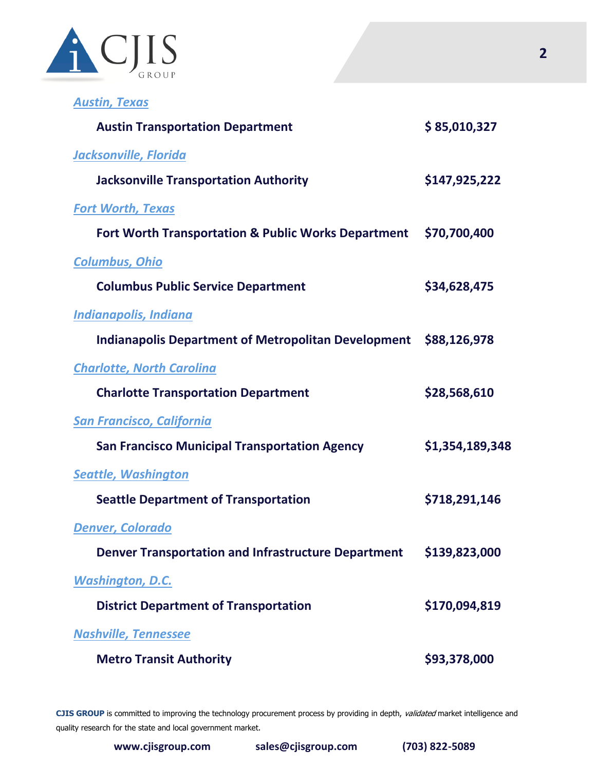*Austin, Texas*

**Austin Transportation Department** **$ 85,010,327**

*Jacksonville, Florida*

**Jacksonville Transportation Authority** **$147,925,222**

*Fort Worth, Texas*

**Fort Worth Transportation & Public Works Department** **$70,700,400**

*Columbus, Ohio*

**Columbus Public Service Department** **$34,628,475**

*Indianapolis, Indiana*

**Indianapolis Department of Metropolitan Development** **$88,126,978**

*Charlotte, North Carolina*

**Charlotte Transportation Department** **$28,568,610**

*San Francisco, California*

**San Francisco Municipal Transportation Agency** **$1,354,189,348**

*Seattle, Washington*

**Seattle Department of Transportation** **$718,291,146**

*Denver, Colorado*

**Denver Transportation and Infrastructure Department** **$139,823,000**

*Washington, D.C.*

**District Department of Transportation** **$170,094,819**

*Nashville, Tennessee*

**Metro Transit Authority** **$93,378,000**

**CJIS GROUP** is committed to improving the technology procurement process by providing in depth, *validated* market intelligence and quality research for the state and local government market.

**www.cjisgroup.com** **sales@cjisgroup.com** **(703) 822-5089**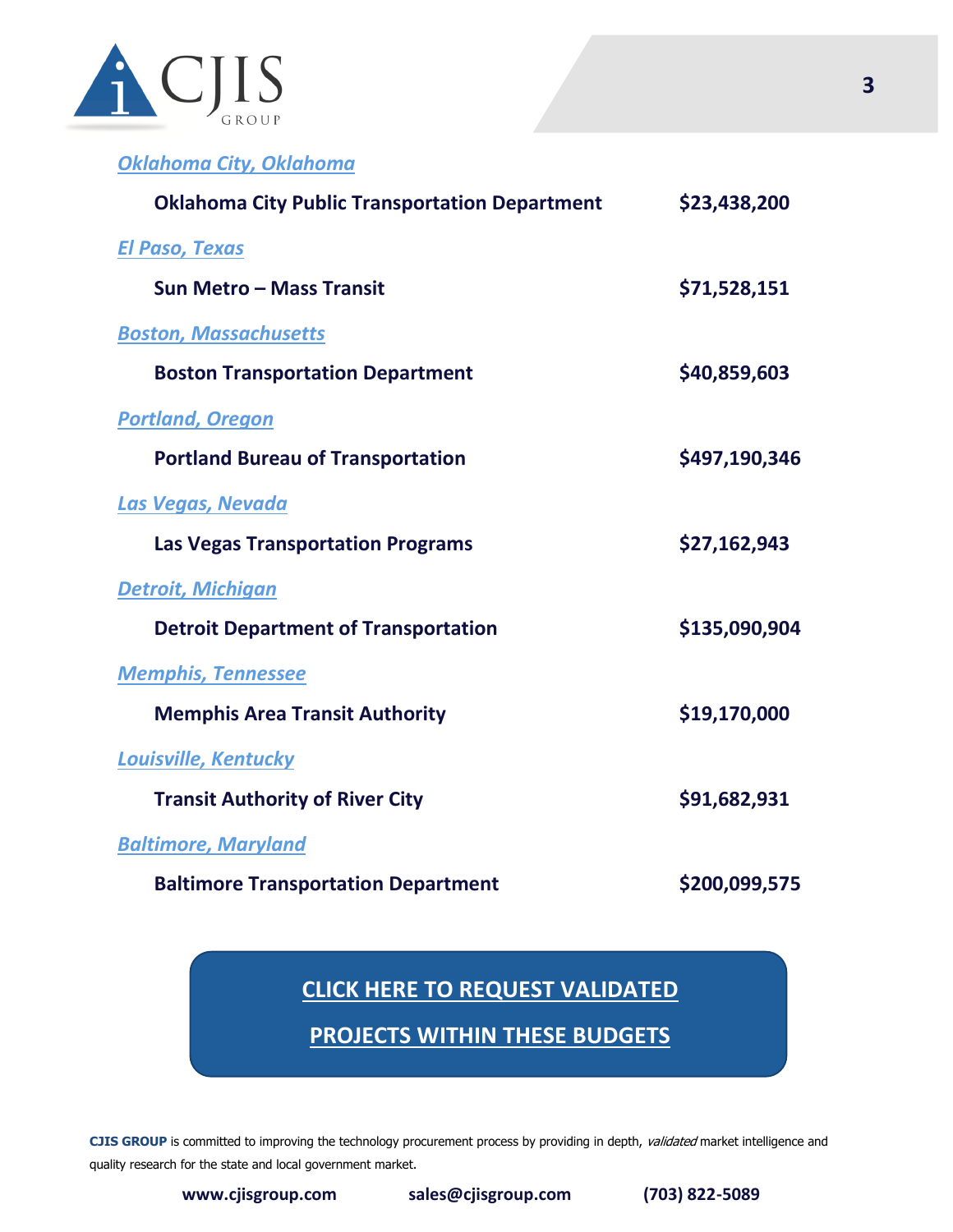*Oklahoma City, Oklahoma*

**Oklahoma City Public Transportation Department** **$23,438,200**

*El Paso, Texas*

**Sun Metro – Mass Transit** **$71,528,151**

*Boston, Massachusetts*

**Boston Transportation Department** **$40,859,603**

*Portland, Oregon*

**Portland Bureau of Transportation** **$497,190,346**

*Las Vegas, Nevada*

**Las Vegas Transportation Programs** **$27,162,943**

*Detroit, Michigan*

**Detroit Department of Transportation** **$135,090,904**

*Memphis, Tennessee*

**Memphis Area Transit Authority** **$19,170,000**

*Louisville, Kentucky*

**Transit Authority of River City** **$91,682,931**

*Baltimore, Maryland*

**Baltimore Transportation Department** **$200,099,575**

**CLICK HERE TO REQUEST VALIDATED PROJECTS WITHIN THESE BUDGETS**

**CJIS GROUP** is committed to improving the technology procurement process by providing in depth, *validated* market intelligence and quality research for the state and local government market.

**www.cjisgroup.com** **sales@cjisgroup.com** **(703) 822-5089**